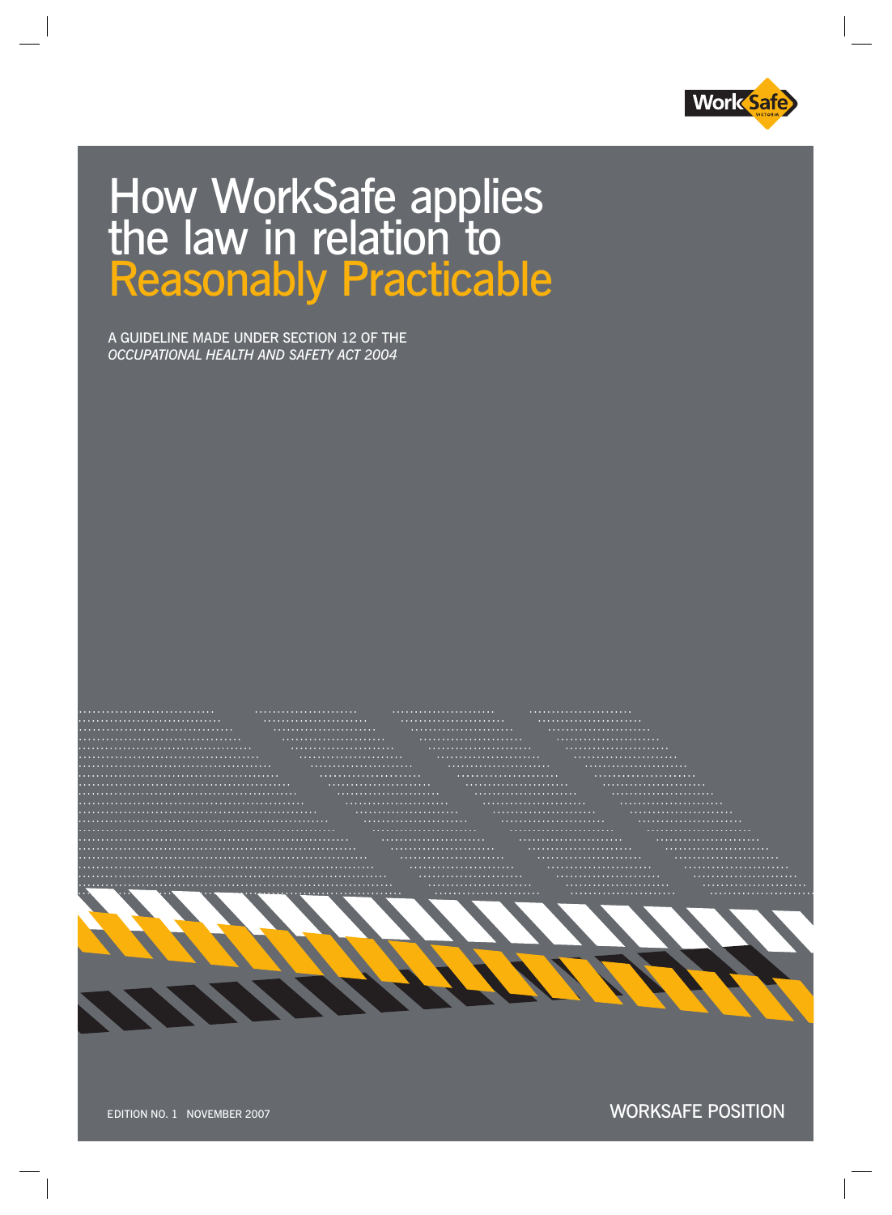WorkSafe VICTORIA

# How WorkSafe applies the law in relation to Reasonably Practicable

A GUIDELINE MADE UNDER SECTION 12 OF THE *OCCUPATIONAL HEALTH AND SAFETY ACT 2004*

EDITION NO. 1 NOVEMBER 2007

WORKSAFE POSITION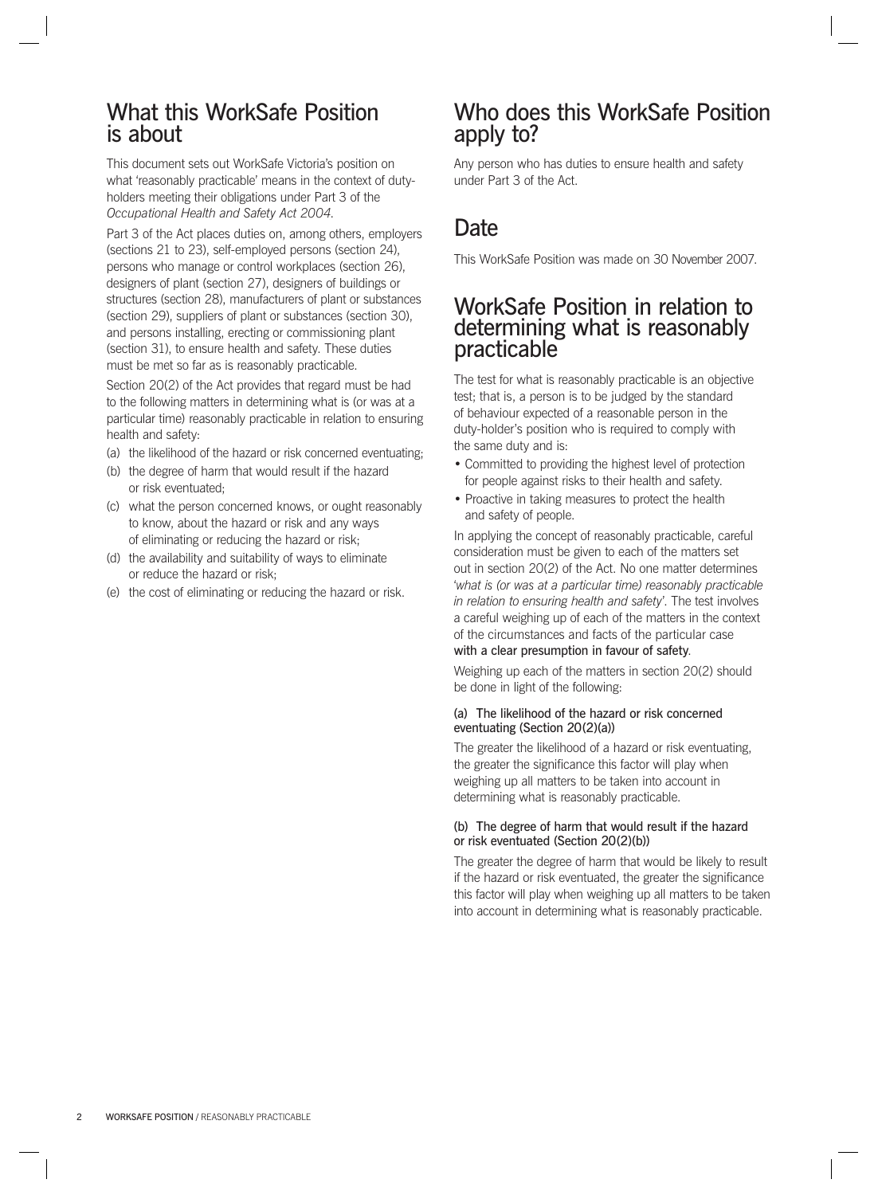## What this WorkSafe Position is about

This document sets out WorkSafe Victoria's position on what 'reasonably practicable' means in the context of duty-holders meeting their obligations under Part 3 of the *Occupational Health and Safety Act 2004*.

Part 3 of the Act places duties on, among others, employers (sections 21 to 23), self-employed persons (section 24), persons who manage or control workplaces (section 26), designers of plant (section 27), designers of buildings or structures (section 28), manufacturers of plant or substances (section 29), suppliers of plant or substances (section 30), and persons installing, erecting or commissioning plant (section 31), to ensure health and safety. These duties must be met so far as is reasonably practicable.

Section 20(2) of the Act provides that regard must be had to the following matters in determining what is (or was at a particular time) reasonably practicable in relation to ensuring health and safety:

(a) the likelihood of the hazard or risk concerned eventuating;
(b) the degree of harm that would result if the hazard or risk eventuated;
(c) what the person concerned knows, or ought reasonably to know, about the hazard or risk and any ways of eliminating or reducing the hazard or risk;
(d) the availability and suitability of ways to eliminate or reduce the hazard or risk;
(e) the cost of eliminating or reducing the hazard or risk.

## Who does this WorkSafe Position apply to?

Any person who has duties to ensure health and safety under Part 3 of the Act.

## Date

This WorkSafe Position was made on 30 November 2007.

## WorkSafe Position in relation to determining what is reasonably practicable

The test for what is reasonably practicable is an objective test; that is, a person is to be judged by the standard of behaviour expected of a reasonable person in the duty-holder's position who is required to comply with the same duty and is:

- Committed to providing the highest level of protection for people against risks to their health and safety.
- Proactive in taking measures to protect the health and safety of people.

In applying the concept of reasonably practicable, careful consideration must be given to each of the matters set out in section 20(2) of the Act. No one matter determines '*what is (or was at a particular time) reasonably practicable in relation to ensuring health and safety*'. The test involves a careful weighing up of each of the matters in the context of the circumstances and facts of the particular case **with a clear presumption in favour of safety**.

Weighing up each of the matters in section 20(2) should be done in light of the following:

#### (a) The likelihood of the hazard or risk concerned eventuating (Section 20(2)(a))

The greater the likelihood of a hazard or risk eventuating, the greater the significance this factor will play when weighing up all matters to be taken into account in determining what is reasonably practicable.

#### (b) The degree of harm that would result if the hazard or risk eventuated (Section 20(2)(b))

The greater the degree of harm that would be likely to result if the hazard or risk eventuated, the greater the significance this factor will play when weighing up all matters to be taken into account in determining what is reasonably practicable.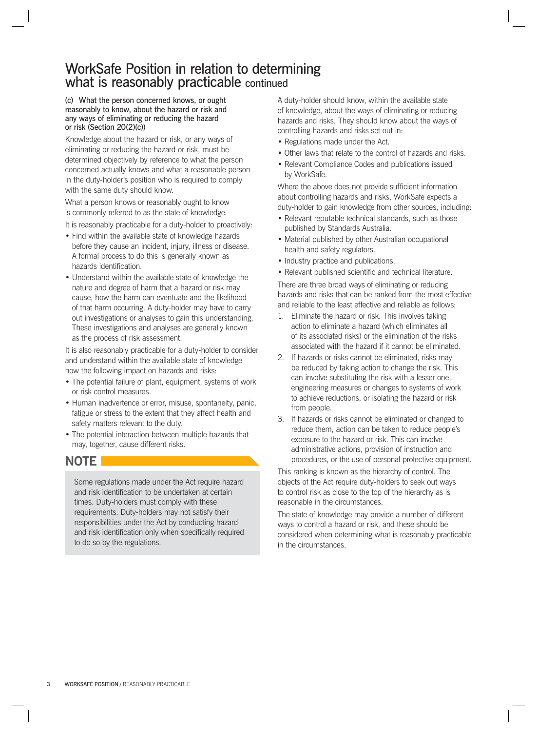# WorkSafe Position in relation to determining what is reasonably practicable continued

**(c) What the person concerned knows, or ought reasonably to know, about the hazard or risk and any ways of eliminating or reducing the hazard or risk (Section 20(2)(c))**

Knowledge about the hazard or risk, or any ways of eliminating or reducing the hazard or risk, must be determined objectively by reference to what the person concerned actually knows and what a reasonable person in the duty-holder's position who is required to comply with the same duty should know.

What a person knows or reasonably ought to know is commonly referred to as the state of knowledge.

It is reasonably practicable for a duty-holder to proactively:

- Find within the available state of knowledge hazards before they cause an incident, injury, illness or disease. A formal process to do this is generally known as hazards identification.
- Understand within the available state of knowledge the nature and degree of harm that a hazard or risk may cause, how the harm can eventuate and the likelihood of that harm occurring. A duty-holder may have to carry out investigations or analyses to gain this understanding. These investigations and analyses are generally known as the process of risk assessment.

It is also reasonably practicable for a duty-holder to consider and understand within the available state of knowledge how the following impact on hazards and risks:

- The potential failure of plant, equipment, systems of work or risk control measures.
- Human inadvertence or error, misuse, spontaneity, panic, fatigue or stress to the extent that they affect health and safety matters relevant to the duty.
- The potential interaction between multiple hazards that may, together, cause different risks.

## NOTE

Some regulations made under the Act require hazard and risk identification to be undertaken at certain times. Duty-holders must comply with these requirements. Duty-holders may not satisfy their responsibilities under the Act by conducting hazard and risk identification only when specifically required to do so by the regulations.

A duty-holder should know, within the available state of knowledge, about the ways of eliminating or reducing hazards and risks. They should know about the ways of controlling hazards and risks set out in:

- Regulations made under the Act.
- Other laws that relate to the control of hazards and risks.
- Relevant Compliance Codes and publications issued by WorkSafe.

Where the above does not provide sufficient information about controlling hazards and risks, WorkSafe expects a duty-holder to gain knowledge from other sources, including:

- Relevant reputable technical standards, such as those published by Standards Australia.
- Material published by other Australian occupational health and safety regulators.
- Industry practice and publications.
- Relevant published scientific and technical literature.

There are three broad ways of eliminating or reducing hazards and risks that can be ranked from the most effective and reliable to the least effective and reliable as follows:

1. Eliminate the hazard or risk. This involves taking action to eliminate a hazard (which eliminates all of its associated risks) or the elimination of the risks associated with the hazard if it cannot be eliminated.
2. If hazards or risks cannot be eliminated, risks may be reduced by taking action to change the risk. This can involve substituting the risk with a lesser one, engineering measures or changes to systems of work to achieve reductions, or isolating the hazard or risk from people.
3. If hazards or risks cannot be eliminated or changed to reduce them, action can be taken to reduce people's exposure to the hazard or risk. This can involve administrative actions, provision of instruction and procedures, or the use of personal protective equipment.

This ranking is known as the hierarchy of control. The objects of the Act require duty-holders to seek out ways to control risk as close to the top of the hierarchy as is reasonable in the circumstances.

The state of knowledge may provide a number of different ways to control a hazard or risk, and these should be considered when determining what is reasonably practicable in the circumstances.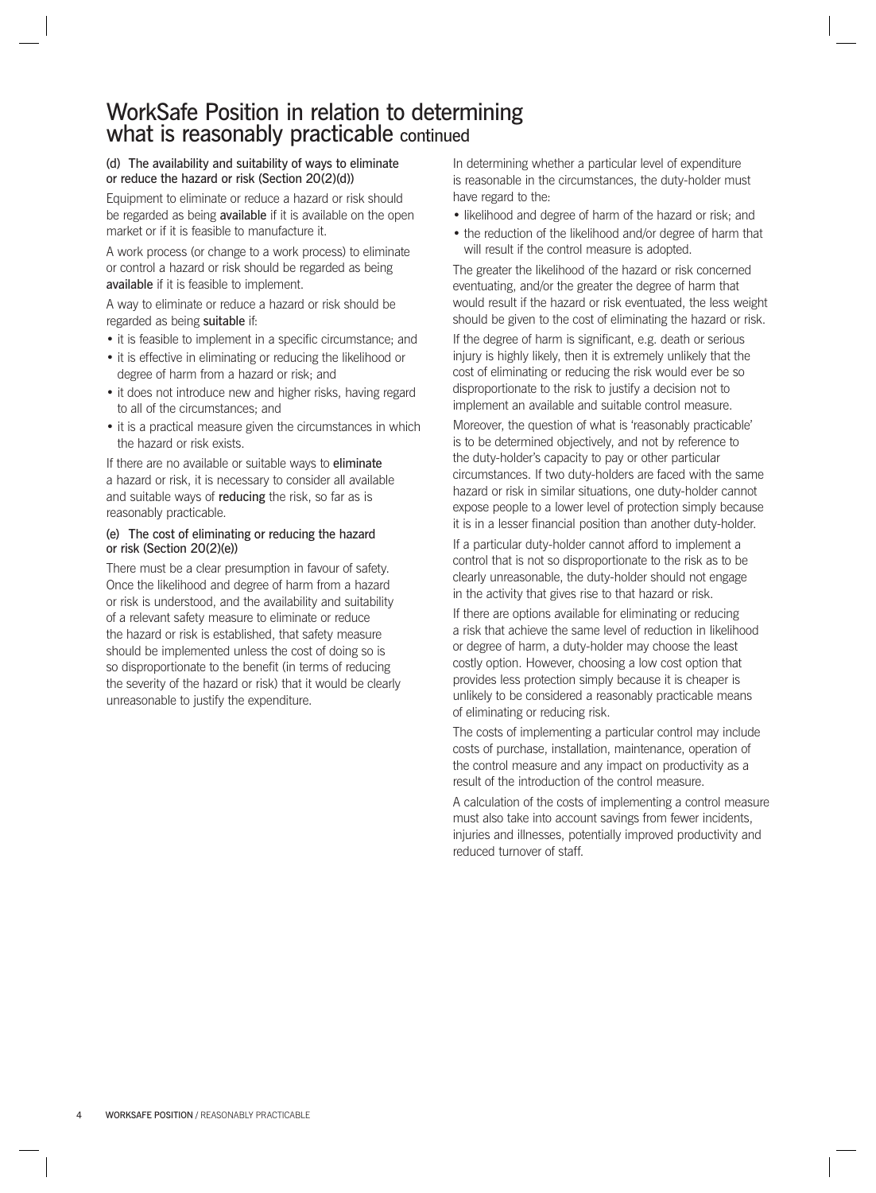# WorkSafe Position in relation to determining what is reasonably practicable continued

### (d) The availability and suitability of ways to eliminate or reduce the hazard or risk (Section 20(2)(d))

Equipment to eliminate or reduce a hazard or risk should be regarded as being **available** if it is available on the open market or if it is feasible to manufacture it.

A work process (or change to a work process) to eliminate or control a hazard or risk should be regarded as being **available** if it is feasible to implement.

A way to eliminate or reduce a hazard or risk should be regarded as being **suitable** if:

- it is feasible to implement in a specific circumstance; and
- it is effective in eliminating or reducing the likelihood or degree of harm from a hazard or risk; and
- it does not introduce new and higher risks, having regard to all of the circumstances; and
- it is a practical measure given the circumstances in which the hazard or risk exists.

If there are no available or suitable ways to **eliminate** a hazard or risk, it is necessary to consider all available and suitable ways of **reducing** the risk, so far as is reasonably practicable.

### (e) The cost of eliminating or reducing the hazard or risk (Section 20(2)(e))

There must be a clear presumption in favour of safety. Once the likelihood and degree of harm from a hazard or risk is understood, and the availability and suitability of a relevant safety measure to eliminate or reduce the hazard or risk is established, that safety measure should be implemented unless the cost of doing so is so disproportionate to the benefit (in terms of reducing the severity of the hazard or risk) that it would be clearly unreasonable to justify the expenditure.

In determining whether a particular level of expenditure is reasonable in the circumstances, the duty-holder must have regard to the:

- likelihood and degree of harm of the hazard or risk; and
- the reduction of the likelihood and/or degree of harm that will result if the control measure is adopted.

The greater the likelihood of the hazard or risk concerned eventuating, and/or the greater the degree of harm that would result if the hazard or risk eventuated, the less weight should be given to the cost of eliminating the hazard or risk.

If the degree of harm is significant, e.g. death or serious injury is highly likely, then it is extremely unlikely that the cost of eliminating or reducing the risk would ever be so disproportionate to the risk to justify a decision not to implement an available and suitable control measure.

Moreover, the question of what is 'reasonably practicable' is to be determined objectively, and not by reference to the duty-holder's capacity to pay or other particular circumstances. If two duty-holders are faced with the same hazard or risk in similar situations, one duty-holder cannot expose people to a lower level of protection simply because it is in a lesser financial position than another duty-holder.

If a particular duty-holder cannot afford to implement a control that is not so disproportionate to the risk as to be clearly unreasonable, the duty-holder should not engage in the activity that gives rise to that hazard or risk.

If there are options available for eliminating or reducing a risk that achieve the same level of reduction in likelihood or degree of harm, a duty-holder may choose the least costly option. However, choosing a low cost option that provides less protection simply because it is cheaper is unlikely to be considered a reasonably practicable means of eliminating or reducing risk.

The costs of implementing a particular control may include costs of purchase, installation, maintenance, operation of the control measure and any impact on productivity as a result of the introduction of the control measure.

A calculation of the costs of implementing a control measure must also take into account savings from fewer incidents, injuries and illnesses, potentially improved productivity and reduced turnover of staff.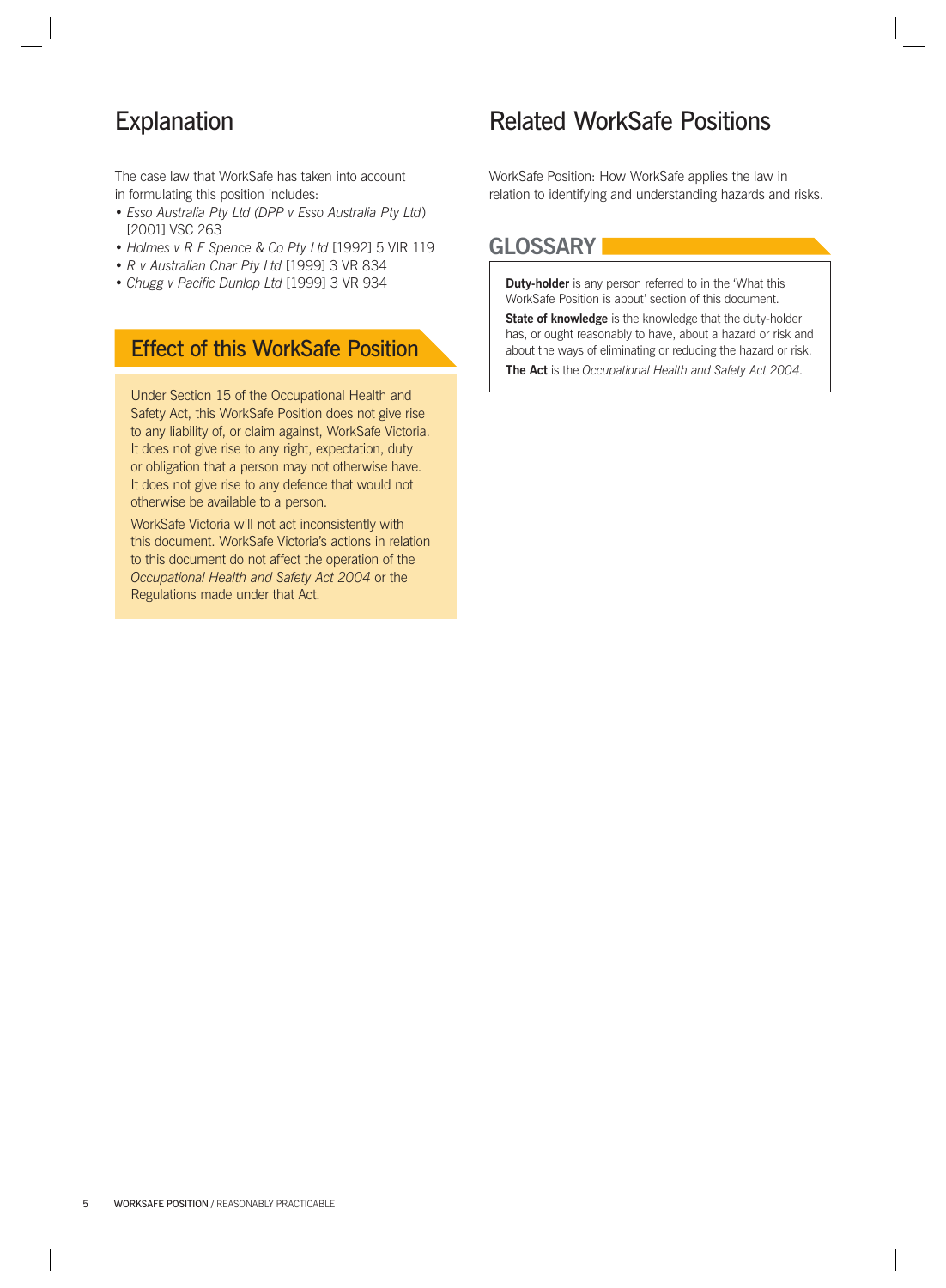## Explanation

The case law that WorkSafe has taken into account in formulating this position includes:

- *Esso Australia Pty Ltd (DPP v Esso Australia Pty Ltd*) [2001] VSC 263
- *Holmes v R E Spence & Co Pty Ltd* [1992] 5 VIR 119
- *R v Australian Char Pty Ltd* [1999] 3 VR 834
- *Chugg v Pacific Dunlop Ltd* [1999] 3 VR 934

## Effect of this WorkSafe Position

Under Section 15 of the Occupational Health and Safety Act, this WorkSafe Position does not give rise to any liability of, or claim against, WorkSafe Victoria. It does not give rise to any right, expectation, duty or obligation that a person may not otherwise have. It does not give rise to any defence that would not otherwise be available to a person.

WorkSafe Victoria will not act inconsistently with this document. WorkSafe Victoria's actions in relation to this document do not affect the operation of the *Occupational Health and Safety Act 2004* or the Regulations made under that Act.

## Related WorkSafe Positions

WorkSafe Position: How WorkSafe applies the law in relation to identifying and understanding hazards and risks.

## GLOSSARY

**Duty-holder** is any person referred to in the 'What this WorkSafe Position is about' section of this document.

**State of knowledge** is the knowledge that the duty-holder has, or ought reasonably to have, about a hazard or risk and about the ways of eliminating or reducing the hazard or risk.

**The Act** is the *Occupational Health and Safety Act 2004*.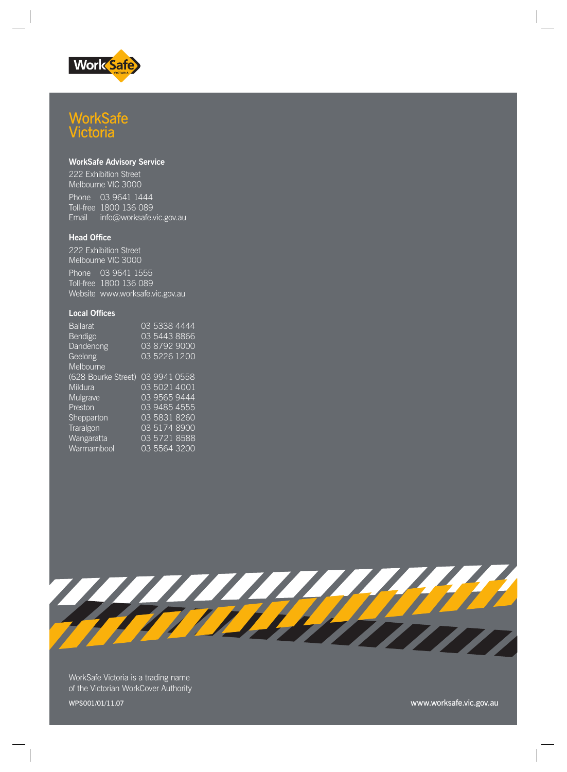# WorkSafe Victoria

### WorkSafe Advisory Service

222 Exhibition Street
Melbourne VIC 3000

Phone 03 9641 1444
Toll-free 1800 136 089
Email info@worksafe.vic.gov.au

### Head Office

222 Exhibition Street
Melbourne VIC 3000

Phone 03 9641 1555
Toll-free 1800 136 089
Website www.worksafe.vic.gov.au

### Local Offices

| | |
|---|---|
| Ballarat | 03 5338 4444 |
| Bendigo | 03 5443 8866 |
| Dandenong | 03 8792 9000 |
| Geelong | 03 5226 1200 |
| Melbourne (628 Bourke Street) | 03 9941 0558 |
| Mildura | 03 5021 4001 |
| Mulgrave | 03 9565 9444 |
| Preston | 03 9485 4555 |
| Shepparton | 03 5831 8260 |
| Traralgon | 03 5174 8900 |
| Wangaratta | 03 5721 8588 |
| Warrnambool | 03 5564 3200 |

WorkSafe Victoria is a trading name of the Victorian WorkCover Authority

WPS001/01/11.07

www.worksafe.vic.gov.au